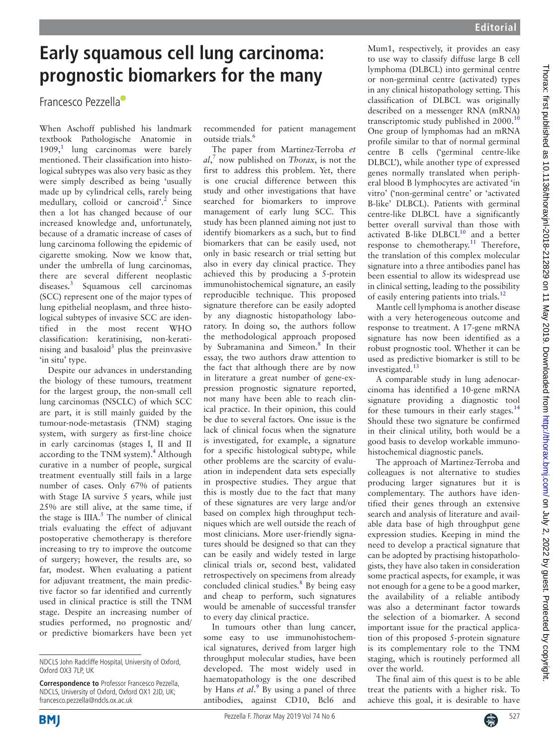# Early squamous cell lung carcinoma: prognostic biomarkers for the many

Francesco Pezzella

When Aschoff published his landmark textbook Pathologische Anatomie in 1909,[1] lung carcinomas were barely mentioned. Their classification into histological subtypes was also very basic as they were simply described as being 'usually made up by cylindrical cells, rarely being medullary, colloid or cancroid'.[2] Since then a lot has changed because of our increased knowledge and, unfortunately, because of a dramatic increase of cases of lung carcinoma following the epidemic of cigarette smoking. Now we know that, under the umbrella of lung carcinomas, there are several different neoplastic diseases.[3] Squamous cell carcinomas (SCC) represent one of the major types of lung epithelial neoplasm, and three histological subtypes of invasive SCC are identified in the most recent WHO classification: keratinising, non-keratinising and basaloid[3] plus the preinvasive 'in situ' type.

Despite our advances in understanding the biology of these tumours, treatment for the largest group, the non-small cell lung carcinomas (NSCLC) of which SCC are part, it is still mainly guided by the tumour-node-metastasis (TNM) staging system, with surgery as first-line choice in early carcinomas (stages I, II and II according to the TNM system).[4] Although curative in a number of people, surgical treatment eventually still fails in a large number of cases. Only 67% of patients with Stage IA survive 5 years, while just 25% are still alive, at the same time, if the stage is IIIA.[5] The number of clinical trials evaluating the effect of adjuvant postoperative chemotherapy is therefore increasing to try to improve the outcome of surgery; however, the results are, so far, modest. When evaluating a patient for adjuvant treatment, the main predictive factor so far identified and currently used in clinical practice is still the TNM stage. Despite an increasing number of studies performed, no prognostic and/or predictive biomarkers have been yet recommended for patient management outside trials.[6]

The paper from Martinez-Terroba *et al*,[7] now published on *Thorax*, is not the first to address this problem. Yet, there is one crucial difference between this study and other investigations that have searched for biomarkers to improve management of early lung SCC. This study has been planned aiming not just to identify biomarkers as a such, but to find biomarkers that can be easily used, not only in basic research or trial setting but also in every day clinical practice. They achieved this by producing a 5-protein immunohistochemical signature, an easily reproducible technique. This proposed signature therefore can be easily adopted by any diagnostic histopathology laboratory. In doing so, the authors follow the methodological approach proposed by Subramanina and Simeon.[8] In their essay, the two authors draw attention to the fact that although there are by now in literature a great number of gene-expression prognostic signature reported, not many have been able to reach clinical practice. In their opinion, this could be due to several factors. One issue is the lack of clinical focus when the signature is investigated, for example, a signature for a specific histological subtype, while other problems are the scarcity of evaluation in independent data sets especially in prospective studies. They argue that this is mostly due to the fact that many of these signatures are very large and/or based on complex high throughput techniques which are well outside the reach of most clinicians. More user-friendly signatures should be designed so that can they can be easily and widely tested in large clinical trials or, second best, validated retrospectively on specimens from already concluded clinical studies.[8] By being easy and cheap to perform, such signatures would be amenable of successful transfer to every day clinical practice.

In tumours other than lung cancer, some easy to use immunohistochemical signatures, derived from larger high throughput molecular studies, have been developed. The most widely used in haematopathology is the one described by Hans *et al*.[9] By using a panel of three antibodies, against CD10, Bcl6 and Mum1, respectively, it provides an easy to use way to classify diffuse large B cell lymphoma (DLBCL) into germinal centre or non-germinal centre (activated) types in any clinical histopathology setting. This classification of DLBCL was originally described on a messenger RNA (mRNA) transcriptomic study published in 2000.[10] One group of lymphomas had an mRNA profile similar to that of normal germinal centre B cells ('germinal centre-like DLBCL'), while another type of expressed genes normally translated when peripheral blood B lymphocytes are activated 'in vitro' ('non-germinal centre' or 'activated B-like' DLBCL). Patients with germinal centre-like DLBCL have a significantly better overall survival than those with activated B-like DLBCL[10] and a better response to chemotherapy.[11] Therefore, the translation of this complex molecular signature into a three antibodies panel has been essential to allow its widespread use in clinical setting, leading to the possibility of easily entering patients into trials.[12]

Mantle cell lymphoma is another disease with a very heterogeneous outcome and response to treatment. A 17-gene mRNA signature has now been identified as a robust prognostic tool. Whether it can be used as predictive biomarker is still to be investigated.[13]

A comparable study in lung adenocarcinoma has identified a 10-gene mRNA signature providing a diagnostic tool for these tumours in their early stages.[14] Should these two signature be confirmed in their clinical utility, both would be a good basis to develop workable immunohistochemical diagnostic panels.

The approach of Martinez-Terroba and colleagues is not alternative to studies producing larger signatures but it is complementary. The authors have identified their genes through an extensive search and analysis of literature and available data base of high throughput gene expression studies. Keeping in mind the need to develop a practical signature that can be adopted by practising histopathologists, they have also taken in consideration some practical aspects, for example, it was not enough for a gene to be a good marker, the availability of a reliable antibody was also a determinant factor towards the selection of a biomarker. A second important issue for the practical application of this proposed 5-protein signature is its complementary role to the TNM staging, which is routinely performed all over the world.

The final aim of this quest is to be able treat the patients with a higher risk. To achieve this goal, it is desirable to have

NDCLS John Radcliffe Hospital, University of Oxford, Oxford OX3 7LP, UK

**Correspondence to** Professor Francesco Pezzella, NDCLS, University of Oxford, Oxford OX1 2JD, UK; francesco.pezzella@ndcls.ox.ac.uk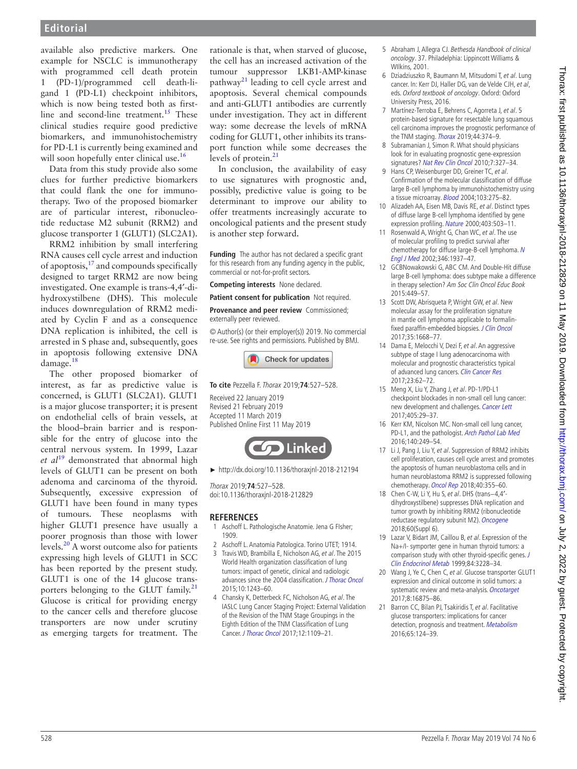available also predictive markers. One example for NSCLC is immunotherapy with programmed cell death protein 1 (PD-1)/programmed cell death-ligand 1 (PD-L1) checkpoint inhibitors, which is now being tested both as first-line and second-line treatment.[15] These clinical studies require good predictive biomarkers, and immunohistochemistry for PD-L1 is currently being examined and will soon hopefully enter clinical use.[16]

Data from this study provide also some clues for further predictive biomarkers that could flank the one for immunotherapy. Two of the proposed biomarker are of particular interest, ribonucleotide reductase M2 subunit (RRM2) and glucose transporter 1 (GLUT1) (SLC2A1).

RRM2 inhibition by small interfering RNA causes cell cycle arrest and induction of apoptosis,[17] and compounds specifically designed to target RRM2 are now being investigated. One example is trans-4,4′-dihydroxystilbene (DHS). This molecule induces downregulation of RRM2 mediated by Cyclin F and as a consequence DNA replication is inhibited, the cell is arrested in S phase and, subsequently, goes in apoptosis following extensive DNA damage.[18]

The other proposed biomarker of interest, as far as predictive value is concerned, is GLUT1 (SLC2A1). GLUT1 is a major glucose transporter; it is present on endothelial cells of brain vessels, at the blood–brain barrier and is responsible for the entry of glucose into the central nervous system. In 1999, Lazar *et al*[19] demonstrated that abnormal high levels of GLUT1 can be present on both adenoma and carcinoma of the thyroid. Subsequently, excessive expression of GLUT1 have been found in many types of tumours. These neoplasms with higher GLUT1 presence have usually a poorer prognosis than those with lower levels.[20] A worst outcome also for patients expressing high levels of GLUT1 in SCC has been reported by the present study. GLUT1 is one of the 14 glucose transporters belonging to the GLUT family.[21] Glucose is critical for providing energy to the cancer cells and therefore glucose transporters are now under scrutiny as emerging targets for treatment. The rationale is that, when starved of glucose, the cell has an increased activation of the tumour suppressor LKB1-AMP-kinase pathway[21] leading to cell cycle arrest and apoptosis. Several chemical compounds and anti-GLUT1 antibodies are currently under investigation. They act in different way: some decrease the levels of mRNA coding for GLUT1, other inhibits its transport function while some decreases the levels of protein.[21]

In conclusion, the availability of easy to use signatures with prognostic and, possibly, predictive value is going to be determinant to improve our ability to offer treatments increasingly accurate to oncological patients and the present study is another step forward.

**Funding** The author has not declared a specific grant for this research from any funding agency in the public, commercial or not-for-profit sectors.

**Competing interests** None declared.

**Patient consent for publication** Not required.

**Provenance and peer review** Commissioned; externally peer reviewed.

© Author(s) (or their employer(s)) 2019. No commercial re-use. See rights and permissions. Published by BMJ.

**To cite** Pezzella F. *Thorax* 2019;**74**:527–528.

Received 22 January 2019
Revised 21 February 2019
Accepted 11 March 2019
Published Online First 11 May 2019

► http://dx.doi.org/10.1136/thoraxjnl-2018-212194

*Thorax* 2019;**74**:527–528.
doi:10.1136/thoraxjnl-2018-212829

## REFERENCES

1. Aschoff L. Pathologische Anatomie. Jena G Flsher; 1909.
2. Aschoff L. Anatomia Patologica. Torino UTET; 1914.
3. Travis WD, Brambilla E, Nicholson AG, *et al*. The 2015 World Health organization classification of lung tumors: impact of genetic, clinical and radiologic advances since the 2004 classification. *J Thorac Oncol* 2015;10:1243–60.
4. Chansky K, Detterbeck FC, Nicholson AG, *et al*. The IASLC Lung Cancer Staging Project: External Validation of the Revision of the TNM Stage Groupings in the Eighth Edition of the TNM Classification of Lung Cancer. *J Thorac Oncol* 2017;12:1109–21.
5. Abraham J, Allegra CJ. *Bethesda Handbook of clinical oncology*. 37. Philadelphia: Lippincott Williams & WIlkins, 2001.
6. Dziadziuszko R, Baumann M, Mitsudomi T, *et al*. Lung cancer. In: Kerr DJ, Haller DG, van de Velde CJH, *et al*, eds. *Oxford textbook of oncology*. Oxford: Oxford University Press, 2016.
7. Martínez-Terroba E, Behrens C, Agorreta J, *et al*. 5 protein-based signature for resectable lung squamous cell carcinoma improves the prognostic performance of the TNM staging. *Thorax* 2019;44:374–9.
8. Subramanian J, Simon R. What should physicians look for in evaluating prognostic gene-expression signatures? *Nat Rev Clin Oncol* 2010;7:327–34.
9. Hans CP, Weisenburger DD, Greiner TC, *et al*. Confirmation of the molecular classification of diffuse large B-cell lymphoma by immunohistochemistry using a tissue microarray. *Blood* 2004;103:275–82.
10. Alizadeh AA, Eisen MB, Davis RE, *et al*. Distinct types of diffuse large B-cell lymphoma identified by gene expression profiling. *Nature* 2000;403:503–11.
11. Rosenwald A, Wright G, Chan WC, *et al*. The use of molecular profiling to predict survival after chemotherapy for diffuse large-B-cell lymphoma. *N Engl J Med* 2002;346:1937–47.
12. GCBNowakowski G, ABC CM. And Double-Hit diffuse large B-cell lymphoma: does subtype make a difference in therapy selection? *Am Soc Clin Oncol Educ Book* 2015:449–57.
13. Scott DW, Abrisqueta P, Wright GW, *et al*. New molecular assay for the proliferation signature in mantle cell lymphoma applicable to formalin-fixed paraffin-embedded biopsies. *J Clin Oncol* 2017;35:1668–77.
14. Dama E, Melocchi V, Dezi F, *et al*. An aggressive subtype of stage I lung adenocarcinoma with molecular and prognostic characteristics typical of advanced lung cancers. *Clin Cancer Res* 2017;23:62–72.
15. Meng X, Liu Y, Zhang J, *et al*. PD-1/PD-L1 checkpoint blockades in non-small cell lung cancer: new development and challenges. *Cancer Lett* 2017;405:29–37.
16. Kerr KM, Nicolson MC. Non-small cell lung cancer, PD-L1, and the pathologist. *Arch Pathol Lab Med* 2016;140:249–54.
17. Li J, Pang J, Liu Y, *et al*. Suppression of RRM2 inhibits cell proliferation, causes cell cycle arrest and promotes the apoptosis of human neuroblastoma cells and in human neuroblastoma RRM2 is suppressed following chemotherapy. *Oncol Rep* 2018;40:355–60.
18. Chen C-W, Li Y, Hu S, *et al*. DHS (trans–4,4′-dihydroxystilbene) suppresses DNA replication and tumor growth by inhibiting RRM2 (ribonucleotide reductase regulatory subunit M2). *Oncogene* 2018;60(Suppl 6).
19. Lazar V, Bidart JM, Caillou B, *et al*. Expression of the Na+/I- symporter gene in human thyroid tumors: a comparison study with other thyroid-specific genes. *J Clin Endocrinol Metab* 1999;84:3228–34.
20. Wang J, Ye C, Chen C, *et al*. Glucose transporter GLUT1 expression and clinical outcome in solid tumors: a systematic review and meta-analysis. *Oncotarget* 2017;8:16875–86.
21. Barron CC, Bilan PJ, Tsakiridis T, *et al*. Facilitative glucose transporters: implications for cancer detection, prognosis and treatment. *Metabolism* 2016;65:124–39.